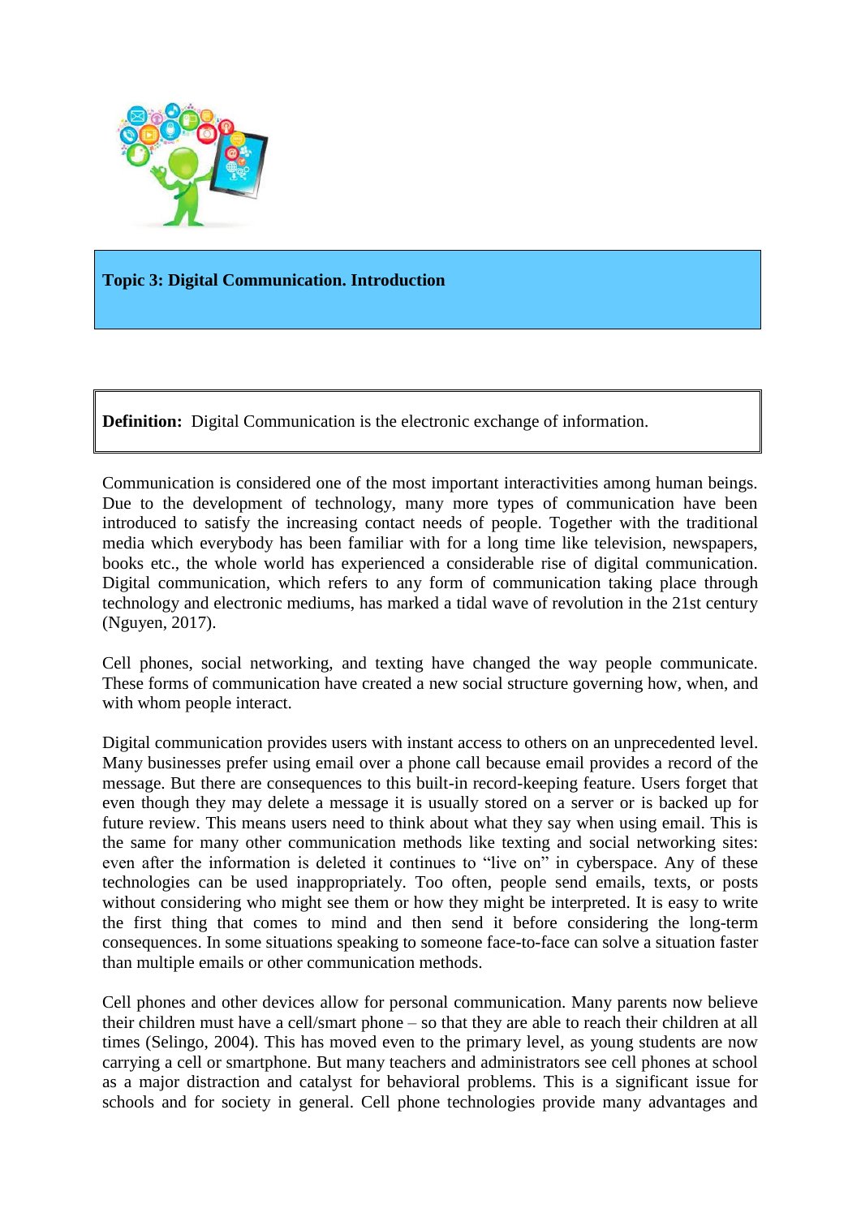# Topic 3: Digital Communication. Introduction

**Definition:** Digital Communication is the electronic exchange of information.

Communication is considered one of the most important interactivities among human beings. Due to the development of technology, many more types of communication have been introduced to satisfy the increasing contact needs of people. Together with the traditional media which everybody has been familiar with for a long time like television, newspapers, books etc., the whole world has experienced a considerable rise of digital communication. Digital communication, which refers to any form of communication taking place through technology and electronic mediums, has marked a tidal wave of revolution in the 21st century (Nguyen, 2017).

Cell phones, social networking, and texting have changed the way people communicate. These forms of communication have created a new social structure governing how, when, and with whom people interact.

Digital communication provides users with instant access to others on an unprecedented level. Many businesses prefer using email over a phone call because email provides a record of the message. But there are consequences to this built-in record-keeping feature. Users forget that even though they may delete a message it is usually stored on a server or is backed up for future review. This means users need to think about what they say when using email. This is the same for many other communication methods like texting and social networking sites: even after the information is deleted it continues to "live on" in cyberspace. Any of these technologies can be used inappropriately. Too often, people send emails, texts, or posts without considering who might see them or how they might be interpreted. It is easy to write the first thing that comes to mind and then send it before considering the long-term consequences. In some situations speaking to someone face-to-face can solve a situation faster than multiple emails or other communication methods.

Cell phones and other devices allow for personal communication. Many parents now believe their children must have a cell/smart phone – so that they are able to reach their children at all times (Selingo, 2004). This has moved even to the primary level, as young students are now carrying a cell or smartphone. But many teachers and administrators see cell phones at school as a major distraction and catalyst for behavioral problems. This is a significant issue for schools and for society in general. Cell phone technologies provide many advantages and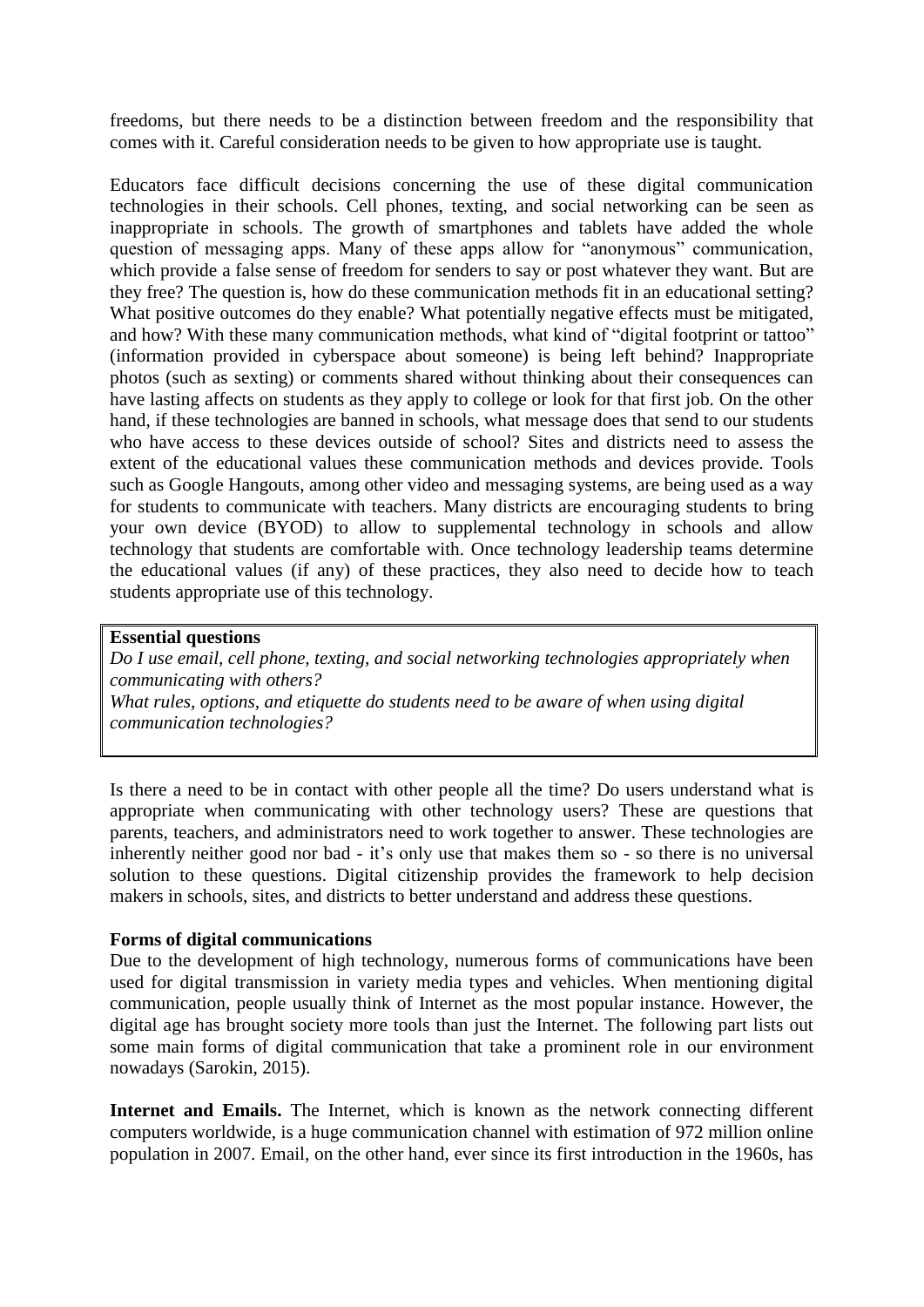freedoms, but there needs to be a distinction between freedom and the responsibility that comes with it. Careful consideration needs to be given to how appropriate use is taught.

Educators face difficult decisions concerning the use of these digital communication technologies in their schools. Cell phones, texting, and social networking can be seen as inappropriate in schools. The growth of smartphones and tablets have added the whole question of messaging apps. Many of these apps allow for "anonymous" communication, which provide a false sense of freedom for senders to say or post whatever they want. But are they free? The question is, how do these communication methods fit in an educational setting? What positive outcomes do they enable? What potentially negative effects must be mitigated, and how? With these many communication methods, what kind of "digital footprint or tattoo" (information provided in cyberspace about someone) is being left behind? Inappropriate photos (such as sexting) or comments shared without thinking about their consequences can have lasting affects on students as they apply to college or look for that first job. On the other hand, if these technologies are banned in schools, what message does that send to our students who have access to these devices outside of school? Sites and districts need to assess the extent of the educational values these communication methods and devices provide. Tools such as Google Hangouts, among other video and messaging systems, are being used as a way for students to communicate with teachers. Many districts are encouraging students to bring your own device (BYOD) to allow to supplemental technology in schools and allow technology that students are comfortable with. Once technology leadership teams determine the educational values (if any) of these practices, they also need to decide how to teach students appropriate use of this technology.

> **Essential questions**
> *Do I use email, cell phone, texting, and social networking technologies appropriately when communicating with others?*
> *What rules, options, and etiquette do students need to be aware of when using digital communication technologies?*

Is there a need to be in contact with other people all the time? Do users understand what is appropriate when communicating with other technology users? These are questions that parents, teachers, and administrators need to work together to answer. These technologies are inherently neither good nor bad - it's only use that makes them so - so there is no universal solution to these questions. Digital citizenship provides the framework to help decision makers in schools, sites, and districts to better understand and address these questions.

**Forms of digital communications**

Due to the development of high technology, numerous forms of communications have been used for digital transmission in variety media types and vehicles. When mentioning digital communication, people usually think of Internet as the most popular instance. However, the digital age has brought society more tools than just the Internet. The following part lists out some main forms of digital communication that take a prominent role in our environment nowadays (Sarokin, 2015).

**Internet and Emails.** The Internet, which is known as the network connecting different computers worldwide, is a huge communication channel with estimation of 972 million online population in 2007. Email, on the other hand, ever since its first introduction in the 1960s, has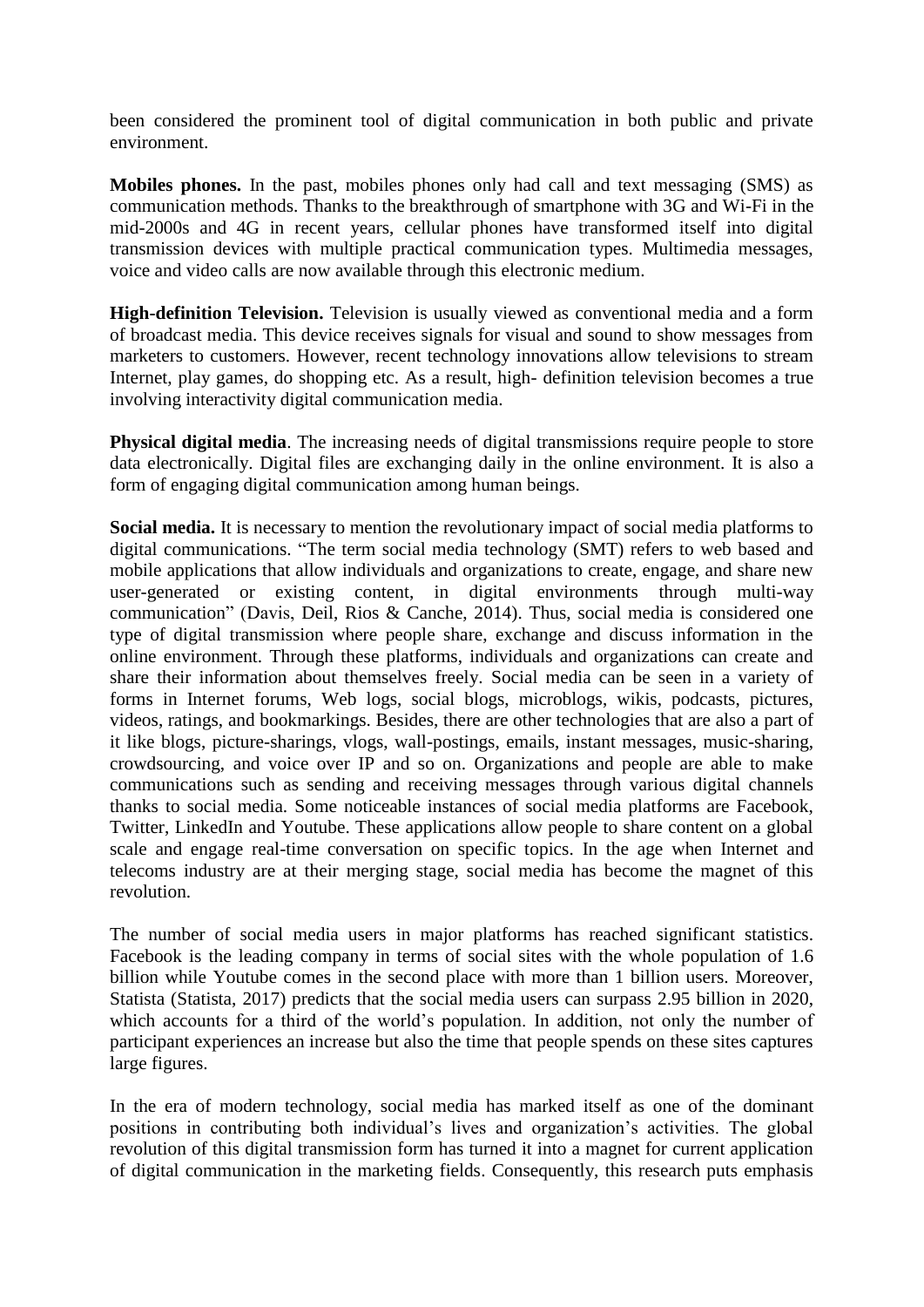been considered the prominent tool of digital communication in both public and private environment.

**Mobiles phones.** In the past, mobiles phones only had call and text messaging (SMS) as communication methods. Thanks to the breakthrough of smartphone with 3G and Wi-Fi in the mid-2000s and 4G in recent years, cellular phones have transformed itself into digital transmission devices with multiple practical communication types. Multimedia messages, voice and video calls are now available through this electronic medium.

**High-definition Television.** Television is usually viewed as conventional media and a form of broadcast media. This device receives signals for visual and sound to show messages from marketers to customers. However, recent technology innovations allow televisions to stream Internet, play games, do shopping etc. As a result, high- definition television becomes a true involving interactivity digital communication media.

**Physical digital media**. The increasing needs of digital transmissions require people to store data electronically. Digital files are exchanging daily in the online environment. It is also a form of engaging digital communication among human beings.

**Social media.** It is necessary to mention the revolutionary impact of social media platforms to digital communications. "The term social media technology (SMT) refers to web based and mobile applications that allow individuals and organizations to create, engage, and share new user-generated or existing content, in digital environments through multi-way communication" (Davis, Deil, Rios & Canche, 2014). Thus, social media is considered one type of digital transmission where people share, exchange and discuss information in the online environment. Through these platforms, individuals and organizations can create and share their information about themselves freely. Social media can be seen in a variety of forms in Internet forums, Web logs, social blogs, microblogs, wikis, podcasts, pictures, videos, ratings, and bookmarkings. Besides, there are other technologies that are also a part of it like blogs, picture-sharings, vlogs, wall-postings, emails, instant messages, music-sharing, crowdsourcing, and voice over IP and so on. Organizations and people are able to make communications such as sending and receiving messages through various digital channels thanks to social media. Some noticeable instances of social media platforms are Facebook, Twitter, LinkedIn and Youtube. These applications allow people to share content on a global scale and engage real-time conversation on specific topics. In the age when Internet and telecoms industry are at their merging stage, social media has become the magnet of this revolution.

The number of social media users in major platforms has reached significant statistics. Facebook is the leading company in terms of social sites with the whole population of 1.6 billion while Youtube comes in the second place with more than 1 billion users. Moreover, Statista (Statista, 2017) predicts that the social media users can surpass 2.95 billion in 2020, which accounts for a third of the world's population. In addition, not only the number of participant experiences an increase but also the time that people spends on these sites captures large figures.

In the era of modern technology, social media has marked itself as one of the dominant positions in contributing both individual's lives and organization's activities. The global revolution of this digital transmission form has turned it into a magnet for current application of digital communication in the marketing fields. Consequently, this research puts emphasis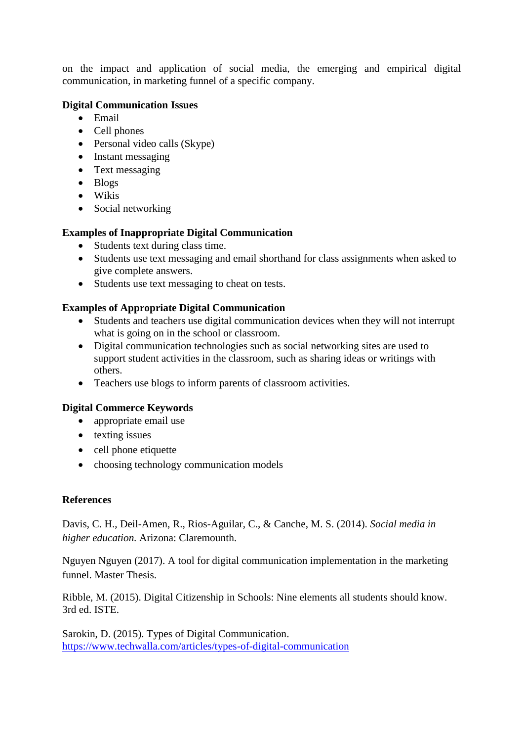on the impact and application of social media, the emerging and empirical digital communication, in marketing funnel of a specific company.

**Digital Communication Issues**

- Email
- Cell phones
- Personal video calls (Skype)
- Instant messaging
- Text messaging
- Blogs
- Wikis
- Social networking

**Examples of Inappropriate Digital Communication**

- Students text during class time.
- Students use text messaging and email shorthand for class assignments when asked to give complete answers.
- Students use text messaging to cheat on tests.

**Examples of Appropriate Digital Communication**

- Students and teachers use digital communication devices when they will not interrupt what is going on in the school or classroom.
- Digital communication technologies such as social networking sites are used to support student activities in the classroom, such as sharing ideas or writings with others.
- Teachers use blogs to inform parents of classroom activities.

**Digital Commerce Keywords**

- appropriate email use
- texting issues
- cell phone etiquette
- choosing technology communication models

**References**

Davis, C. H., Deil-Amen, R., Rios-Aguilar, C., & Canche, M. S. (2014). *Social media in higher education.* Arizona: Claremounth.

Nguyen Nguyen (2017). A tool for digital communication implementation in the marketing funnel. Master Thesis.

Ribble, M. (2015). Digital Citizenship in Schools: Nine elements all students should know. 3rd ed. ISTE.

Sarokin, D. (2015). Types of Digital Communication. https://www.techwalla.com/articles/types-of-digital-communication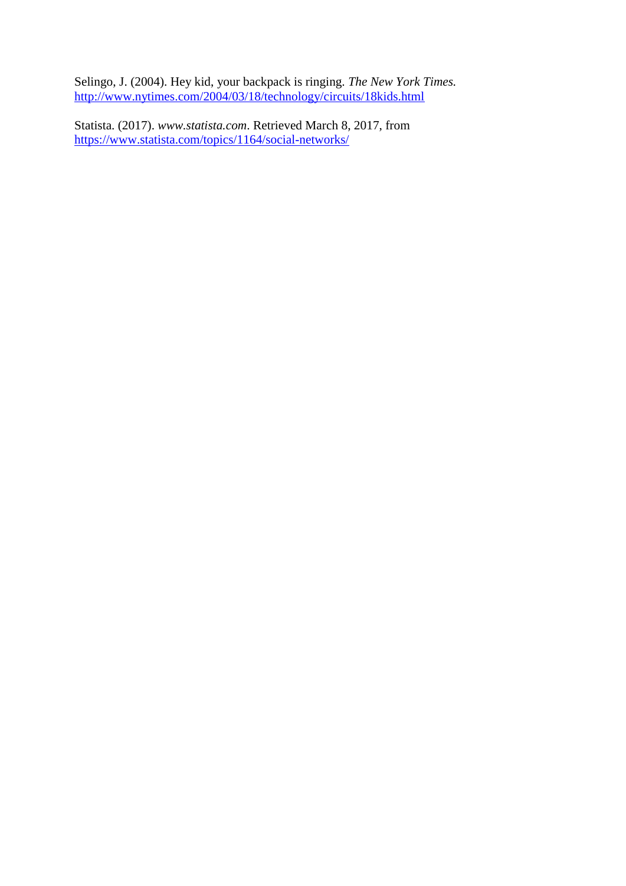Selingo, J. (2004). Hey kid, your backpack is ringing. *The New York Times.* http://www.nytimes.com/2004/03/18/technology/circuits/18kids.html

Statista. (2017). *www.statista.com*. Retrieved March 8, 2017, from https://www.statista.com/topics/1164/social-networks/